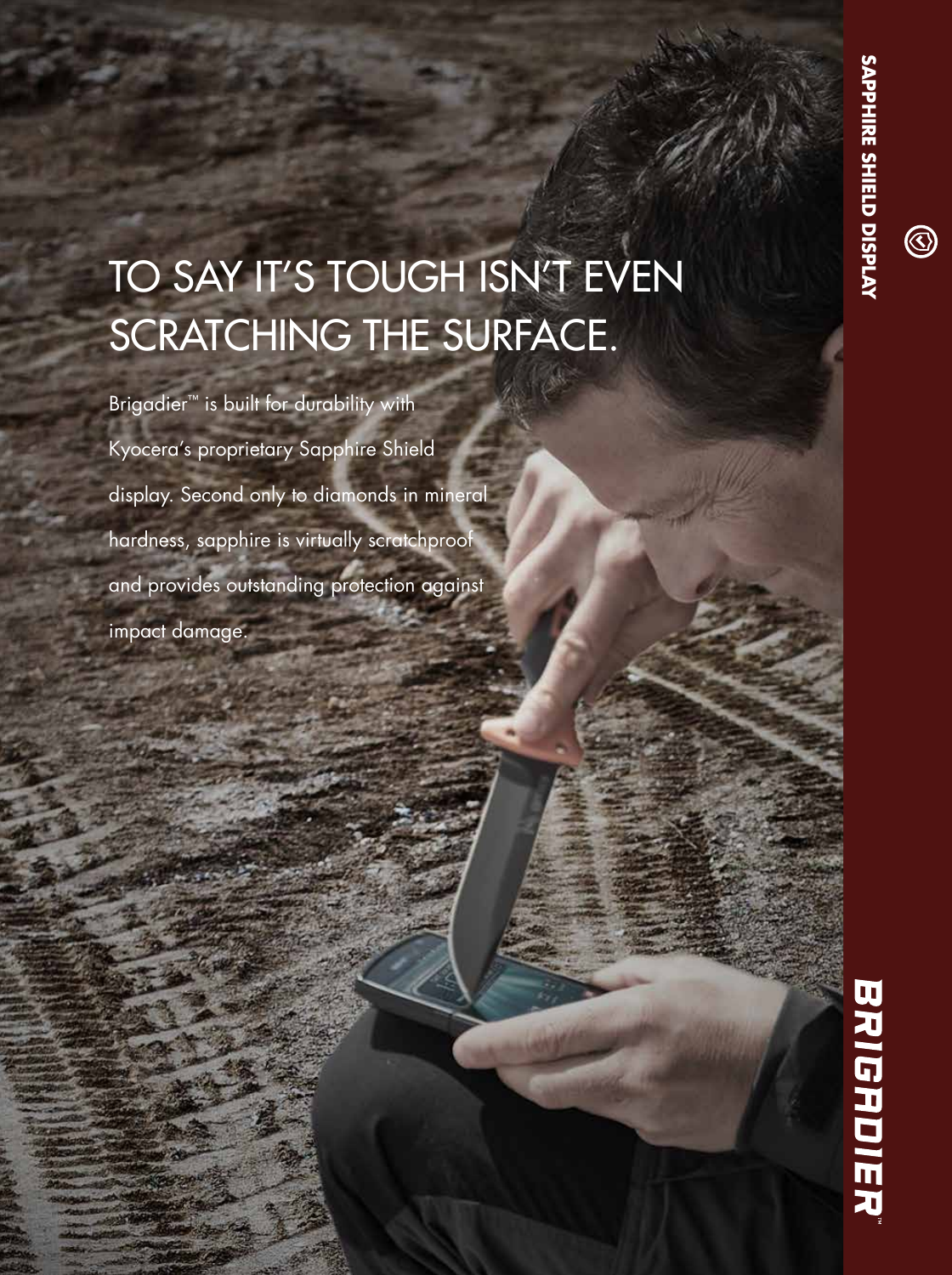# TO SAY IT'S TOUGH ISN'T EVEN SCRATCHING THE SURFACE.

Brigadier™ is built for durability with Kyocera's proprietary Sapphire Shield display. Second only to diamonds in mineral hardness, sapphire is virtually scratchproof and provides outstanding protection against impact damage.

**SAPPHIRE SHIELD DISPLAY**

**BRIGADIER™**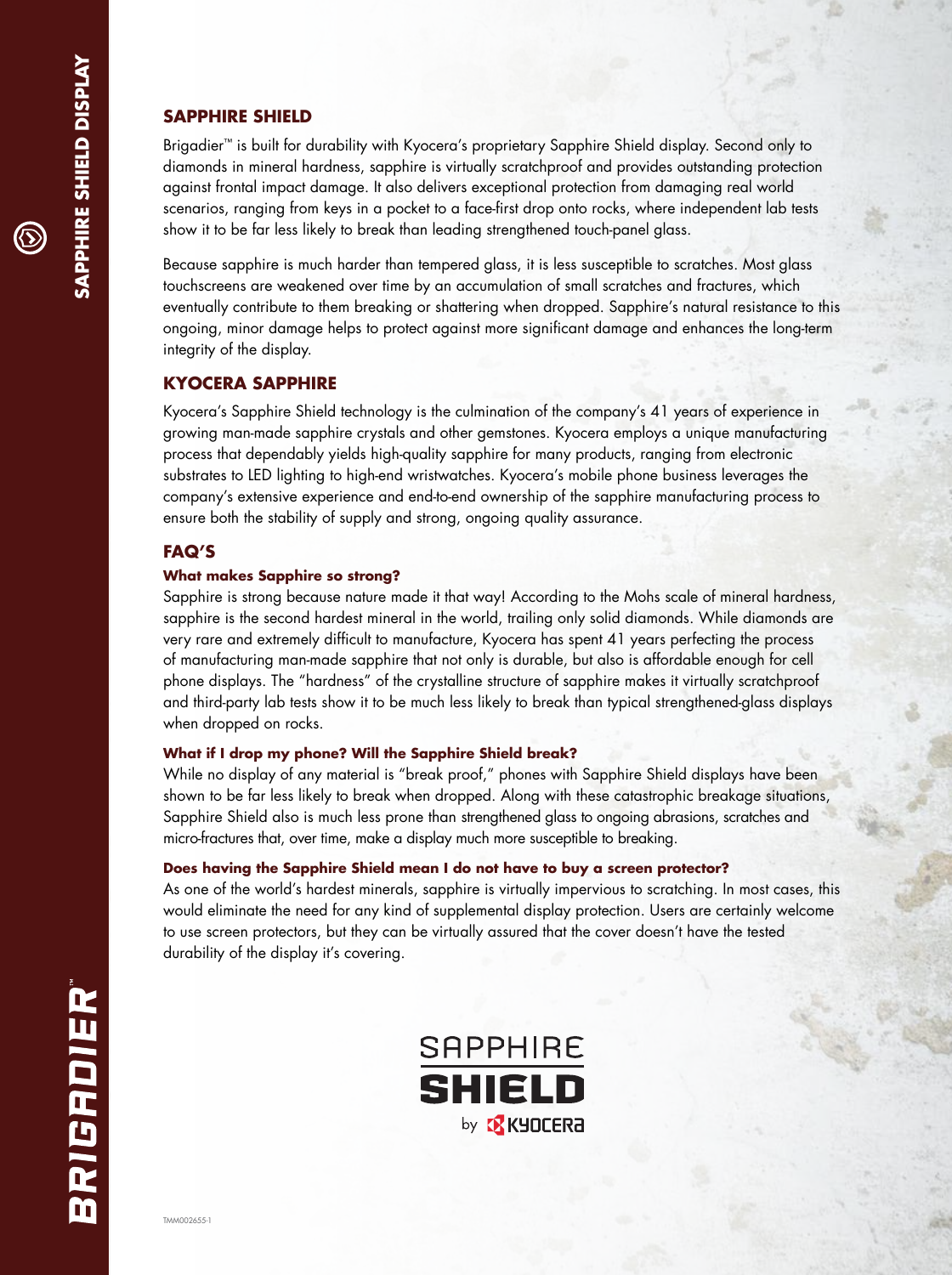## SAPPHIRE SHIELD

Brigadier™ is built for durability with Kyocera's proprietary Sapphire Shield display. Second only to diamonds in mineral hardness, sapphire is virtually scratchproof and provides outstanding protection against frontal impact damage. It also delivers exceptional protection from damaging real world scenarios, ranging from keys in a pocket to a face-first drop onto rocks, where independent lab tests show it to be far less likely to break than leading strengthened touch-panel glass.

Because sapphire is much harder than tempered glass, it is less susceptible to scratches. Most glass touchscreens are weakened over time by an accumulation of small scratches and fractures, which eventually contribute to them breaking or shattering when dropped. Sapphire's natural resistance to this ongoing, minor damage helps to protect against more significant damage and enhances the long-term integrity of the display.

## KYOCERA SAPPHIRE

Kyocera's Sapphire Shield technology is the culmination of the company's 41 years of experience in growing man-made sapphire crystals and other gemstones. Kyocera employs a unique manufacturing process that dependably yields high-quality sapphire for many products, ranging from electronic substrates to LED lighting to high-end wristwatches. Kyocera's mobile phone business leverages the company's extensive experience and end-to-end ownership of the sapphire manufacturing process to ensure both the stability of supply and strong, ongoing quality assurance.

## FAQ'S

**What makes Sapphire so strong?**

Sapphire is strong because nature made it that way! According to the Mohs scale of mineral hardness, sapphire is the second hardest mineral in the world, trailing only solid diamonds. While diamonds are very rare and extremely difficult to manufacture, Kyocera has spent 41 years perfecting the process of manufacturing man-made sapphire that not only is durable, but also is affordable enough for cell phone displays. The "hardness" of the crystalline structure of sapphire makes it virtually scratchproof and third-party lab tests show it to be much less likely to break than typical strengthened-glass displays when dropped on rocks.

**What if I drop my phone? Will the Sapphire Shield break?**

While no display of any material is "break proof," phones with Sapphire Shield displays have been shown to be far less likely to break when dropped. Along with these catastrophic breakage situations, Sapphire Shield also is much less prone than strengthened glass to ongoing abrasions, scratches and micro-fractures that, over time, make a display much more susceptible to breaking.

**Does having the Sapphire Shield mean I do not have to buy a screen protector?**

As one of the world's hardest minerals, sapphire is virtually impervious to scratching. In most cases, this would eliminate the need for any kind of supplemental display protection. Users are certainly welcome to use screen protectors, but they can be virtually assured that the cover doesn't have the tested durability of the display it's covering.

SAPPHIRE SHIELD by KYOCERA

TMM002655-1